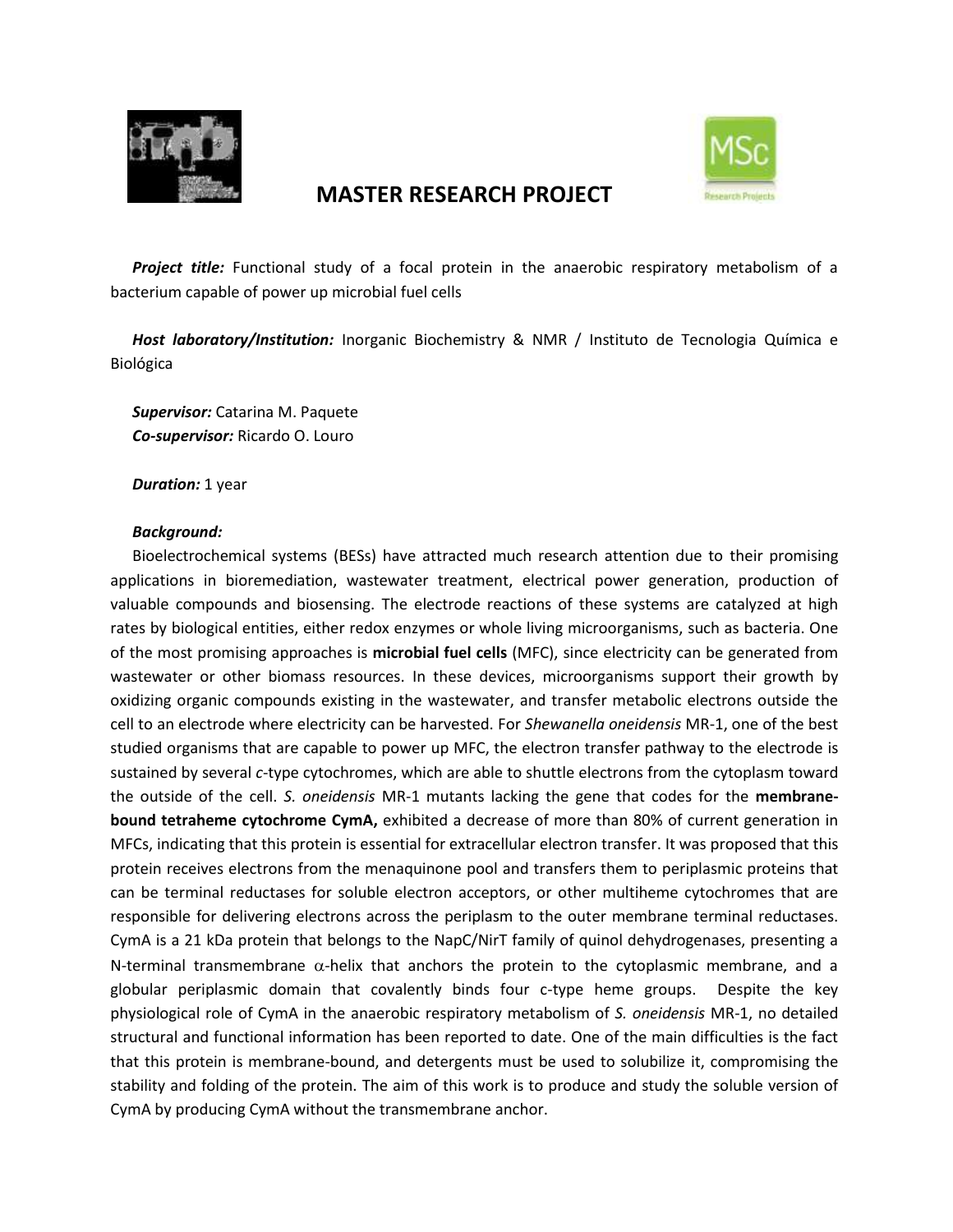# MASTER RESEARCH PROJECT

***Project title:*** Functional study of a focal protein in the anaerobic respiratory metabolism of a bacterium capable of power up microbial fuel cells

***Host laboratory/Institution:*** Inorganic Biochemistry & NMR / Instituto de Tecnologia Química e Biológica

***Supervisor:*** Catarina M. Paquete
***Co-supervisor:*** Ricardo O. Louro

***Duration:*** 1 year

***Background:***

Bioelectrochemical systems (BESs) have attracted much research attention due to their promising applications in bioremediation, wastewater treatment, electrical power generation, production of valuable compounds and biosensing. The electrode reactions of these systems are catalyzed at high rates by biological entities, either redox enzymes or whole living microorganisms, such as bacteria. One of the most promising approaches is **microbial fuel cells** (MFC), since electricity can be generated from wastewater or other biomass resources. In these devices, microorganisms support their growth by oxidizing organic compounds existing in the wastewater, and transfer metabolic electrons outside the cell to an electrode where electricity can be harvested. For *Shewanella oneidensis* MR-1, one of the best studied organisms that are capable to power up MFC, the electron transfer pathway to the electrode is sustained by several *c*-type cytochromes, which are able to shuttle electrons from the cytoplasm toward the outside of the cell. *S. oneidensis* MR-1 mutants lacking the gene that codes for the **membrane-bound tetraheme cytochrome CymA,** exhibited a decrease of more than 80% of current generation in MFCs, indicating that this protein is essential for extracellular electron transfer. It was proposed that this protein receives electrons from the menaquinone pool and transfers them to periplasmic proteins that can be terminal reductases for soluble electron acceptors, or other multiheme cytochromes that are responsible for delivering electrons across the periplasm to the outer membrane terminal reductases. CymA is a 21 kDa protein that belongs to the NapC/NirT family of quinol dehydrogenases, presenting a N-terminal transmembrane $\alpha$-helix that anchors the protein to the cytoplasmic membrane, and a globular periplasmic domain that covalently binds four c-type heme groups. Despite the key physiological role of CymA in the anaerobic respiratory metabolism of *S. oneidensis* MR-1, no detailed structural and functional information has been reported to date. One of the main difficulties is the fact that this protein is membrane-bound, and detergents must be used to solubilize it, compromising the stability and folding of the protein. The aim of this work is to produce and study the soluble version of CymA by producing CymA without the transmembrane anchor.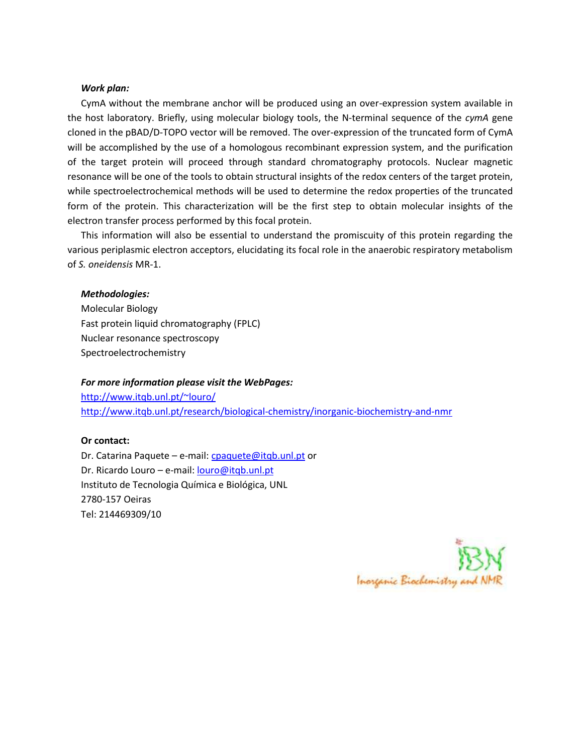***Work plan:***

CymA without the membrane anchor will be produced using an over-expression system available in the host laboratory. Briefly, using molecular biology tools, the N-terminal sequence of the *cymA* gene cloned in the pBAD/D-TOPO vector will be removed. The over-expression of the truncated form of CymA will be accomplished by the use of a homologous recombinant expression system, and the purification of the target protein will proceed through standard chromatography protocols. Nuclear magnetic resonance will be one of the tools to obtain structural insights of the redox centers of the target protein, while spectroelectrochemical methods will be used to determine the redox properties of the truncated form of the protein. This characterization will be the first step to obtain molecular insights of the electron transfer process performed by this focal protein.

This information will also be essential to understand the promiscuity of this protein regarding the various periplasmic electron acceptors, elucidating its focal role in the anaerobic respiratory metabolism of *S. oneidensis* MR-1.

***Methodologies:***

Molecular Biology
Fast protein liquid chromatography (FPLC)
Nuclear resonance spectroscopy
Spectroelectrochemistry

***For more information please visit the WebPages:***

http://www.itqb.unl.pt/~louro/
http://www.itqb.unl.pt/research/biological-chemistry/inorganic-biochemistry-and-nmr

**Or contact:**

Dr. Catarina Paquete – e-mail: cpaquete@itqb.unl.pt or
Dr. Ricardo Louro – e-mail: louro@itqb.unl.pt
Instituto de Tecnologia Química e Biológica, UNL
2780-157 Oeiras
Tel: 214469309/10

IBN
Inorganic Biochemistry and NMR